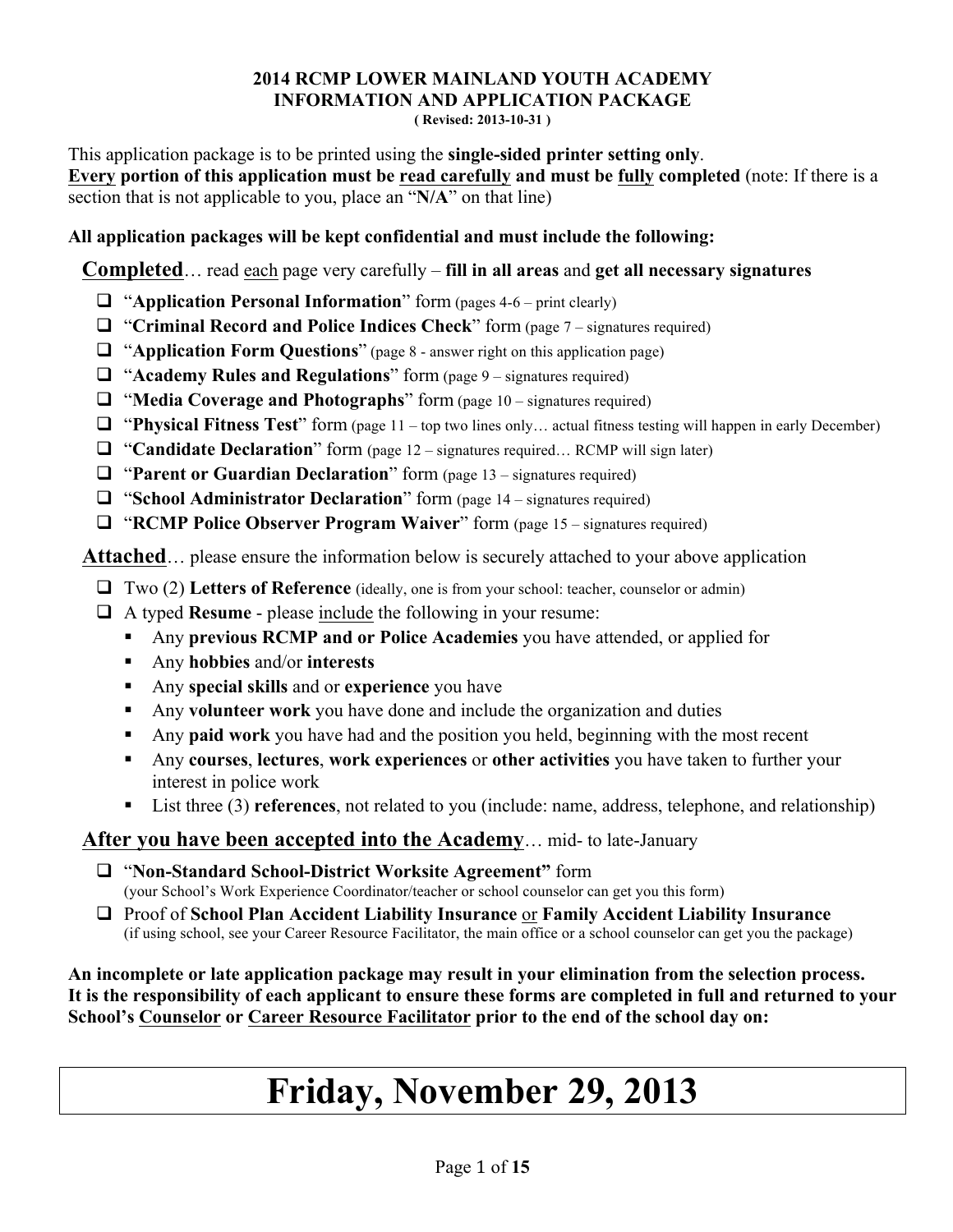# 2014 RCMP LOWER MAINLAND YOUTH ACADEMY
## INFORMATION AND APPLICATION PACKAGE
**( Revised: 2013-10-31 )**

This application package is to be printed using the **single-sided printer setting only**.
**Every portion of this application must be read carefully and must be fully completed** (note: If there is a section that is not applicable to you, place an "**N/A**" on that line)

**All application packages will be kept confidential and must include the following:**

**Completed**… read each page very carefully – **fill in all areas** and **get all necessary signatures**

- ☐ "**Application Personal Information**" form (pages 4-6 – print clearly)
- ☐ "**Criminal Record and Police Indices Check**" form (page 7 – signatures required)
- ☐ "**Application Form Questions**" (page 8 - answer right on this application page)
- ☐ "**Academy Rules and Regulations**" form (page 9 – signatures required)
- ☐ "**Media Coverage and Photographs**" form (page 10 – signatures required)
- ☐ "**Physical Fitness Test**" form (page 11 – top two lines only… actual fitness testing will happen in early December)
- ☐ "**Candidate Declaration**" form (page 12 – signatures required… RCMP will sign later)
- ☐ "**Parent or Guardian Declaration**" form (page 13 – signatures required)
- ☐ "**School Administrator Declaration**" form (page 14 – signatures required)
- ☐ "**RCMP Police Observer Program Waiver**" form (page 15 – signatures required)

**Attached**… please ensure the information below is securely attached to your above application

- ☐ Two (2) **Letters of Reference** (ideally, one is from your school: teacher, counselor or admin)
- ☐ A typed **Resume** - please include the following in your resume:
  - Any **previous RCMP and or Police Academies** you have attended, or applied for
  - Any **hobbies** and/or **interests**
  - Any **special skills** and or **experience** you have
  - Any **volunteer work** you have done and include the organization and duties
  - Any **paid work** you have had and the position you held, beginning with the most recent
  - Any **courses**, **lectures**, **work experiences** or **other activities** you have taken to further your interest in police work
  - List three (3) **references**, not related to you (include: name, address, telephone, and relationship)

**After you have been accepted into the Academy**… mid- to late-January

- ☐ "**Non-Standard School-District Worksite Agreement"** form
  (your School's Work Experience Coordinator/teacher or school counselor can get you this form)
- ☐ Proof of **School Plan Accident Liability Insurance** or **Family Accident Liability Insurance**
  (if using school, see your Career Resource Facilitator, the main office or a school counselor can get you the package)

**An incomplete or late application package may result in your elimination from the selection process. It is the responsibility of each applicant to ensure these forms are completed in full and returned to your School's Counselor or Career Resource Facilitator prior to the end of the school day on:**

# Friday, November 29, 2013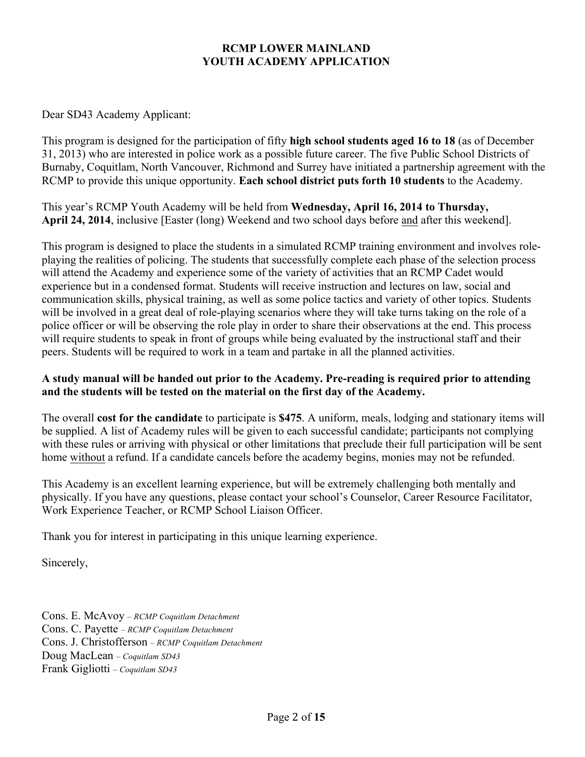# RCMP LOWER MAINLAND
# YOUTH ACADEMY APPLICATION

Dear SD43 Academy Applicant:

This program is designed for the participation of fifty **high school students aged 16 to 18** (as of December 31, 2013) who are interested in police work as a possible future career. The five Public School Districts of Burnaby, Coquitlam, North Vancouver, Richmond and Surrey have initiated a partnership agreement with the RCMP to provide this unique opportunity. **Each school district puts forth 10 students** to the Academy.

This year's RCMP Youth Academy will be held from **Wednesday, April 16, 2014 to Thursday, April 24, 2014**, inclusive [Easter (long) Weekend and two school days before and after this weekend].

This program is designed to place the students in a simulated RCMP training environment and involves role-playing the realities of policing. The students that successfully complete each phase of the selection process will attend the Academy and experience some of the variety of activities that an RCMP Cadet would experience but in a condensed format. Students will receive instruction and lectures on law, social and communication skills, physical training, as well as some police tactics and variety of other topics. Students will be involved in a great deal of role-playing scenarios where they will take turns taking on the role of a police officer or will be observing the role play in order to share their observations at the end. This process will require students to speak in front of groups while being evaluated by the instructional staff and their peers. Students will be required to work in a team and partake in all the planned activities.

**A study manual will be handed out prior to the Academy. Pre-reading is required prior to attending and the students will be tested on the material on the first day of the Academy.**

The overall **cost for the candidate** to participate is **$475**. A uniform, meals, lodging and stationary items will be supplied. A list of Academy rules will be given to each successful candidate; participants not complying with these rules or arriving with physical or other limitations that preclude their full participation will be sent home without a refund. If a candidate cancels before the academy begins, monies may not be refunded.

This Academy is an excellent learning experience, but will be extremely challenging both mentally and physically. If you have any questions, please contact your school's Counselor, Career Resource Facilitator, Work Experience Teacher, or RCMP School Liaison Officer.

Thank you for interest in participating in this unique learning experience.

Sincerely,

Cons. E. McAvoy – *RCMP Coquitlam Detachment*
Cons. C. Payette – *RCMP Coquitlam Detachment*
Cons. J. Christofferson – *RCMP Coquitlam Detachment*
Doug MacLean – *Coquitlam SD43*
Frank Gigliotti – *Coquitlam SD43*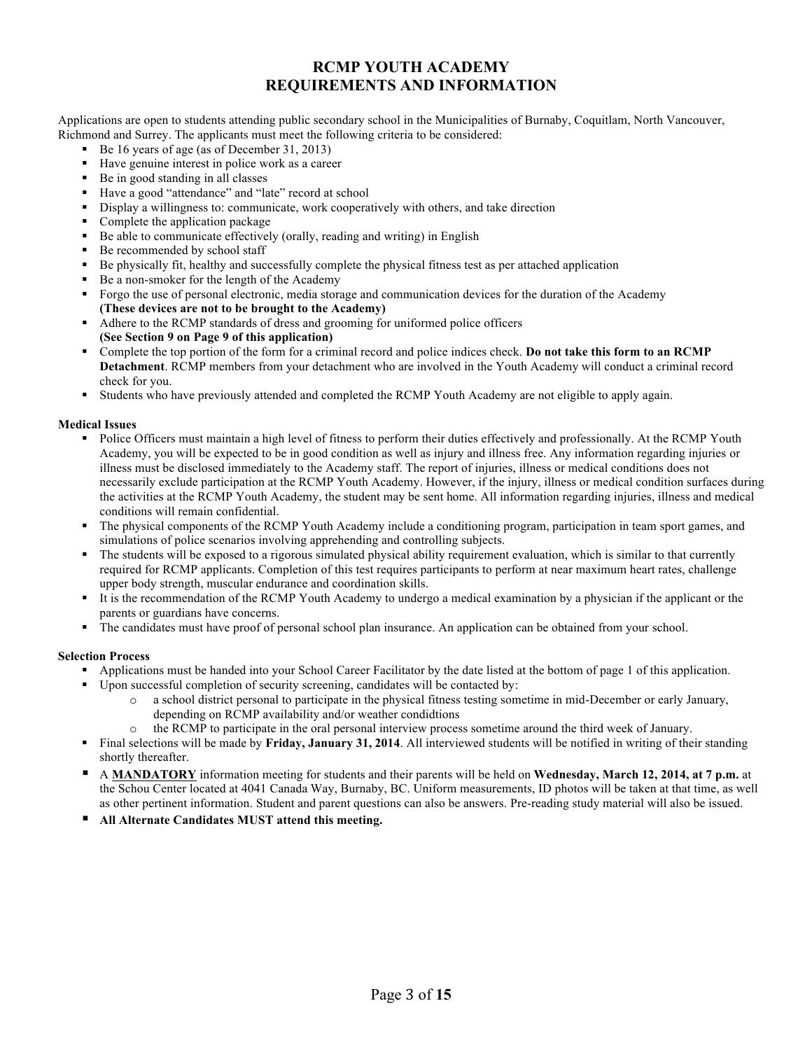# RCMP YOUTH ACADEMY
# REQUIREMENTS AND INFORMATION

Applications are open to students attending public secondary school in the Municipalities of Burnaby, Coquitlam, North Vancouver, Richmond and Surrey. The applicants must meet the following criteria to be considered:

- Be 16 years of age (as of December 31, 2013)
- Have genuine interest in police work as a career
- Be in good standing in all classes
- Have a good "attendance" and "late" record at school
- Display a willingness to: communicate, work cooperatively with others, and take direction
- Complete the application package
- Be able to communicate effectively (orally, reading and writing) in English
- Be recommended by school staff
- Be physically fit, healthy and successfully complete the physical fitness test as per attached application
- Be a non-smoker for the length of the Academy
- Forgo the use of personal electronic, media storage and communication devices for the duration of the Academy **(These devices are not to be brought to the Academy)**
- Adhere to the RCMP standards of dress and grooming for uniformed police officers **(See Section 9 on Page 9 of this application)**
- Complete the top portion of the form for a criminal record and police indices check. **Do not take this form to an RCMP Detachment**. RCMP members from your detachment who are involved in the Youth Academy will conduct a criminal record check for you.
- Students who have previously attended and completed the RCMP Youth Academy are not eligible to apply again.

**Medical Issues**

- Police Officers must maintain a high level of fitness to perform their duties effectively and professionally. At the RCMP Youth Academy, you will be expected to be in good condition as well as injury and illness free. Any information regarding injuries or illness must be disclosed immediately to the Academy staff. The report of injuries, illness or medical conditions does not necessarily exclude participation at the RCMP Youth Academy. However, if the injury, illness or medical condition surfaces during the activities at the RCMP Youth Academy, the student may be sent home. All information regarding injuries, illness and medical conditions will remain confidential.
- The physical components of the RCMP Youth Academy include a conditioning program, participation in team sport games, and simulations of police scenarios involving apprehending and controlling subjects.
- The students will be exposed to a rigorous simulated physical ability requirement evaluation, which is similar to that currently required for RCMP applicants. Completion of this test requires participants to perform at near maximum heart rates, challenge upper body strength, muscular endurance and coordination skills.
- It is the recommendation of the RCMP Youth Academy to undergo a medical examination by a physician if the applicant or the parents or guardians have concerns.
- The candidates must have proof of personal school plan insurance. An application can be obtained from your school.

**Selection Process**

- Applications must be handed into your School Career Facilitator by the date listed at the bottom of page 1 of this application.
- Upon successful completion of security screening, candidates will be contacted by:
    - a school district personal to participate in the physical fitness testing sometime in mid-December or early January, depending on RCMP availability and/or weather condidtions
    - the RCMP to participate in the oral personal interview process sometime around the third week of January.
- Final selections will be made by **Friday, January 31, 2014**. All interviewed students will be notified in writing of their standing shortly thereafter.
- A **<u>MANDATORY</u>** information meeting for students and their parents will be held on **Wednesday, March 12, 2014, at 7 p.m.** at the Schou Center located at 4041 Canada Way, Burnaby, BC. Uniform measurements, ID photos will be taken at that time, as well as other pertinent information. Student and parent questions can also be answers. Pre-reading study material will also be issued.
- **All Alternate Candidates MUST attend this meeting.**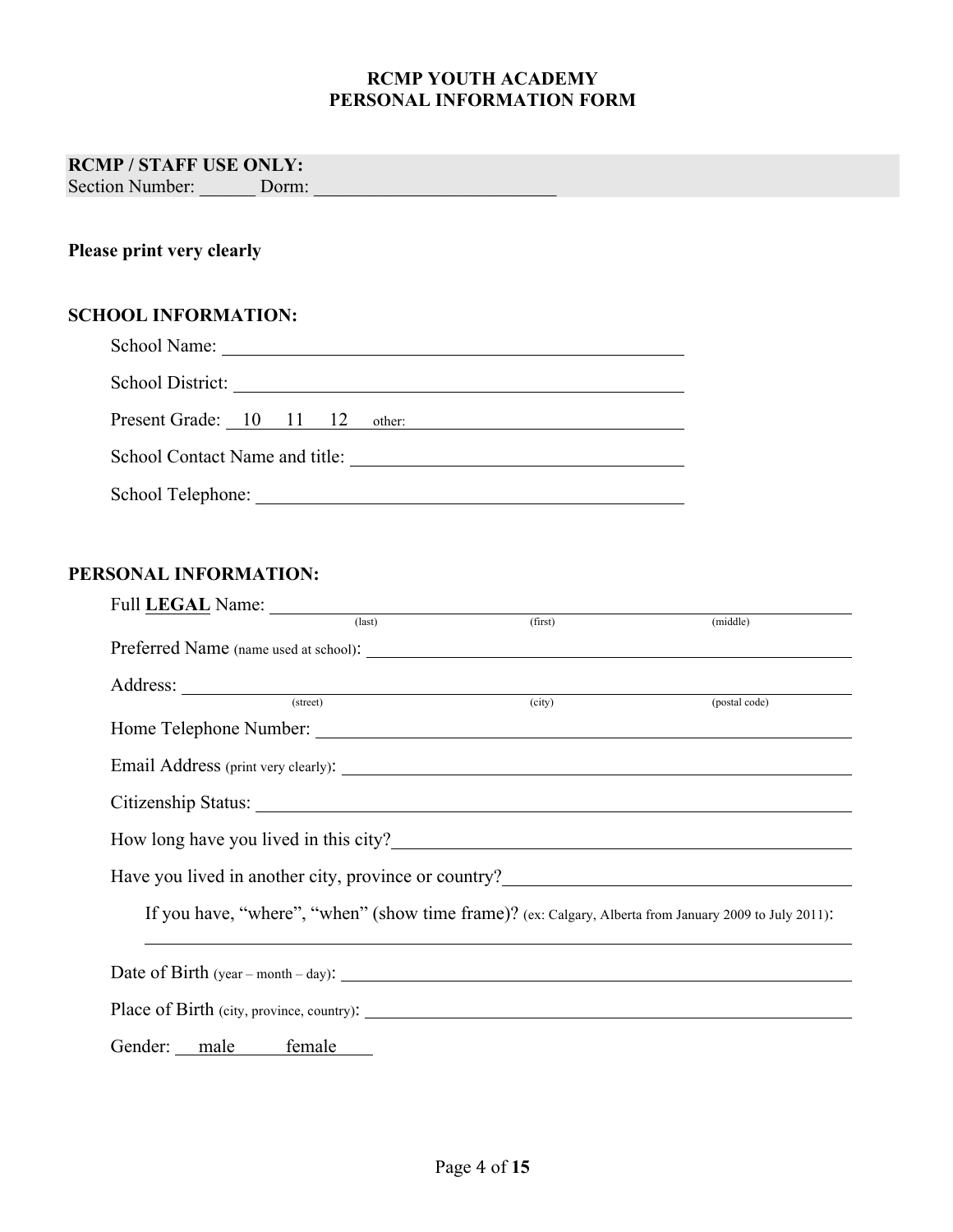# RCMP YOUTH ACADEMY
# PERSONAL INFORMATION FORM

**RCMP / STAFF USE ONLY:**
Section Number: ______ Dorm: __________________________

**Please print very clearly**

**SCHOOL INFORMATION:**

School Name: ____________________________________________

School District: ____________________________________________

Present Grade: 10 11 12 other: ____________________________

School Contact Name and title: ______________________________

School Telephone: __________________________________________

**PERSONAL INFORMATION:**

Full **LEGAL** Name: ______________________________________________
(last) (first) (middle)

Preferred Name (name used at school): ______________________________

Address: __________________________________________________________
(street) (city) (postal code)

Home Telephone Number: ____________________________________________

Email Address (print very clearly): __________________________________

Citizenship Status: ________________________________________________

How long have you lived in this city? ________________________________

Have you lived in another city, province or country? ____________________

If you have, "where", "when" (show time frame)? (ex: Calgary, Alberta from January 2009 to July 2011):

__________________________________________________________________

Date of Birth (year – month – day): __________________________________

Place of Birth (city, province, country): ______________________________

Gender: male female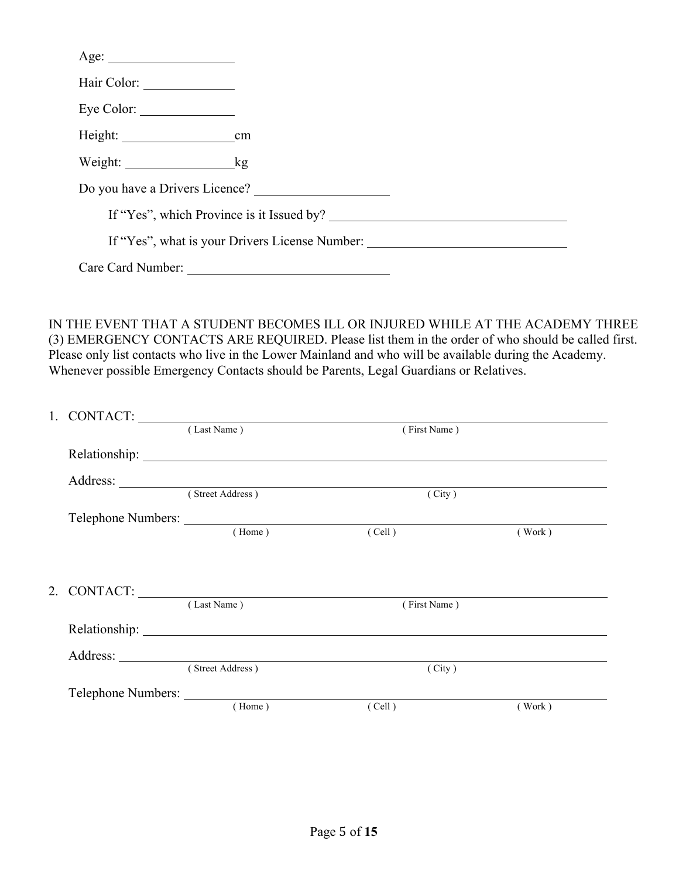Age: ____________________

Hair Color: ______________

Eye Color: ______________

Height: _________________cm

Weight: ________________kg

Do you have a Drivers Licence? ____________________

If "Yes", which Province is it Issued by? ____________________________________

If "Yes", what is your Drivers License Number: ______________________________

Care Card Number: ______________________________

IN THE EVENT THAT A STUDENT BECOMES ILL OR INJURED WHILE AT THE ACADEMY THREE (3) EMERGENCY CONTACTS ARE REQUIRED. Please list them in the order of who should be called first. Please only list contacts who live in the Lower Mainland and who will be available during the Academy. Whenever possible Emergency Contacts should be Parents, Legal Guardians or Relatives.

1. CONTACT: ____________________________________________________________
   ( Last Name ) ( First Name )

   Relationship: __________________________________________________________

   Address: ______________________________________________________________
   ( Street Address ) ( City )

   Telephone Numbers: _____________________________________________________
   ( Home ) ( Cell ) ( Work )

2. CONTACT: ____________________________________________________________
   ( Last Name ) ( First Name )

   Relationship: __________________________________________________________

   Address: ______________________________________________________________
   ( Street Address ) ( City )

   Telephone Numbers: _____________________________________________________
   ( Home ) ( Cell ) ( Work )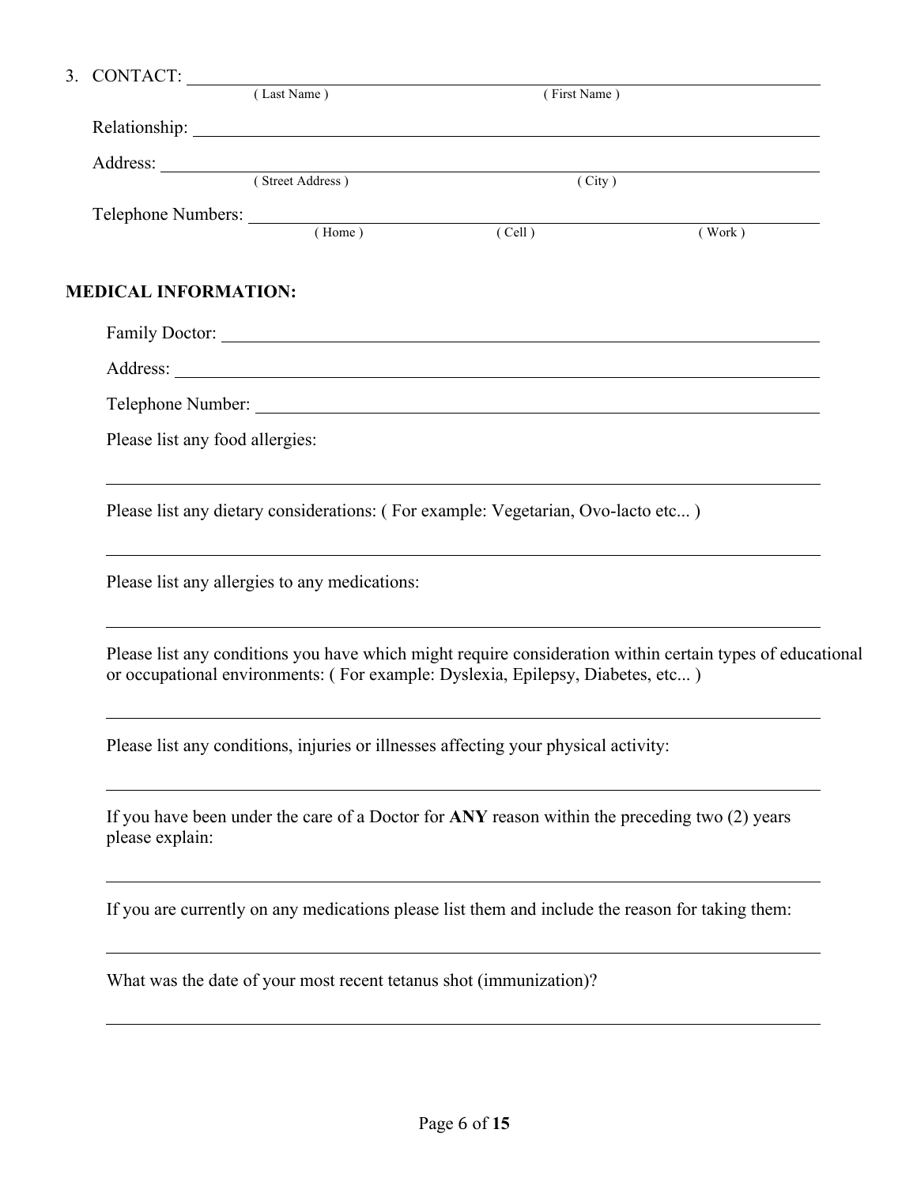3. CONTACT: ______________________________________________
   ( Last Name ) ( First Name )

   Relationship: ______________________________________________

   Address: ______________________________________________
   ( Street Address ) ( City )

   Telephone Numbers: ______________________________________________
   ( Home ) ( Cell ) ( Work )

**MEDICAL INFORMATION:**

Family Doctor: ______________________________________________

Address: ______________________________________________

Telephone Number: ______________________________________________

Please list any food allergies:

______________________________________________

Please list any dietary considerations: ( For example: Vegetarian, Ovo-lacto etc... )

______________________________________________

Please list any allergies to any medications:

______________________________________________

Please list any conditions you have which might require consideration within certain types of educational or occupational environments: ( For example: Dyslexia, Epilepsy, Diabetes, etc... )

______________________________________________

Please list any conditions, injuries or illnesses affecting your physical activity:

______________________________________________

If you have been under the care of a Doctor for **ANY** reason within the preceding two (2) years please explain:

______________________________________________

If you are currently on any medications please list them and include the reason for taking them:

______________________________________________

What was the date of your most recent tetanus shot (immunization)?

______________________________________________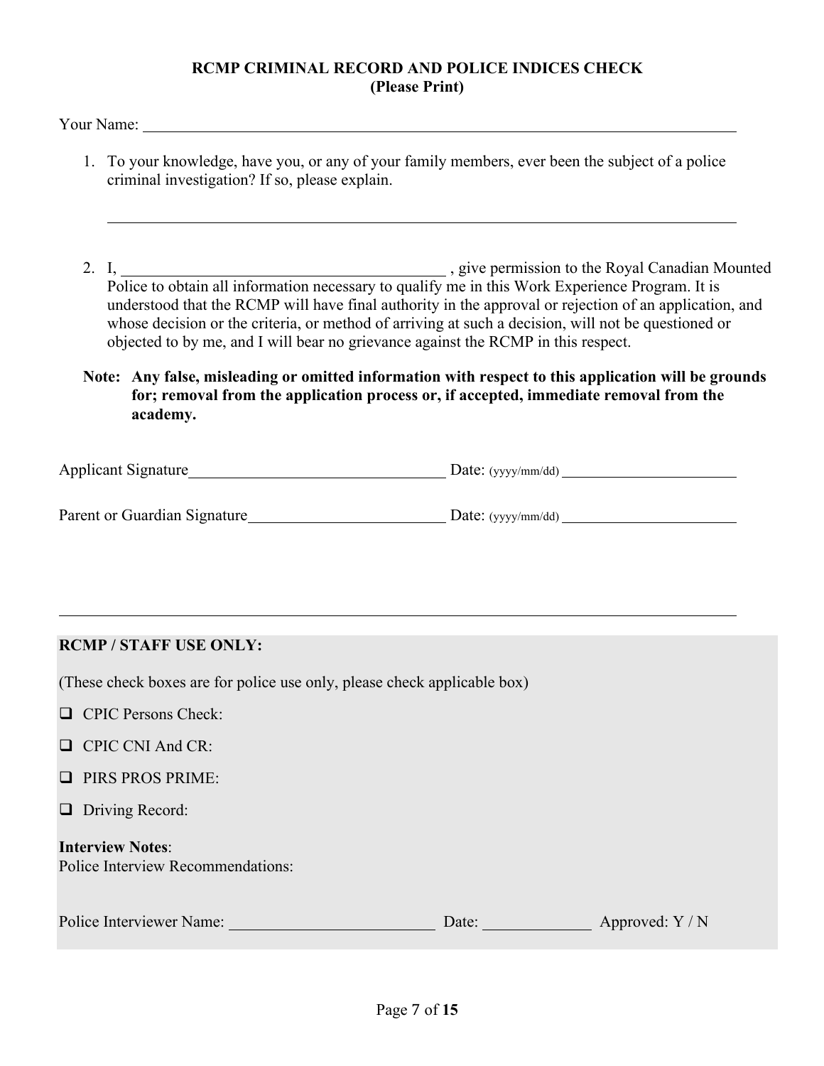## RCMP CRIMINAL RECORD AND POLICE INDICES CHECK
**(Please Print)**

Your Name: ______________________________________________

1. To your knowledge, have you, or any of your family members, ever been the subject of a police criminal investigation? If so, please explain.

   ______________________________________________

2. I, ______________________________ , give permission to the Royal Canadian Mounted Police to obtain all information necessary to qualify me in this Work Experience Program. It is understood that the RCMP will have final authority in the approval or rejection of an application, and whose decision or the criteria, or method of arriving at such a decision, will not be questioned or objected to by me, and I will bear no grievance against the RCMP in this respect.

**Note: Any false, misleading or omitted information with respect to this application will be grounds for; removal from the application process or, if accepted, immediate removal from the academy.**

Applicant Signature______________________ Date: (yyyy/mm/dd) ________________

Parent or Guardian Signature__________________ Date: (yyyy/mm/dd) ________________

---

**RCMP / STAFF USE ONLY:**

(These check boxes are for police use only, please check applicable box)

- ☐ CPIC Persons Check:
- ☐ CPIC CNI And CR:
- ☐ PIRS PROS PRIME:
- ☐ Driving Record:

**Interview Notes**:
Police Interview Recommendations:

Police Interviewer Name: ____________________ Date: __________ Approved: Y / N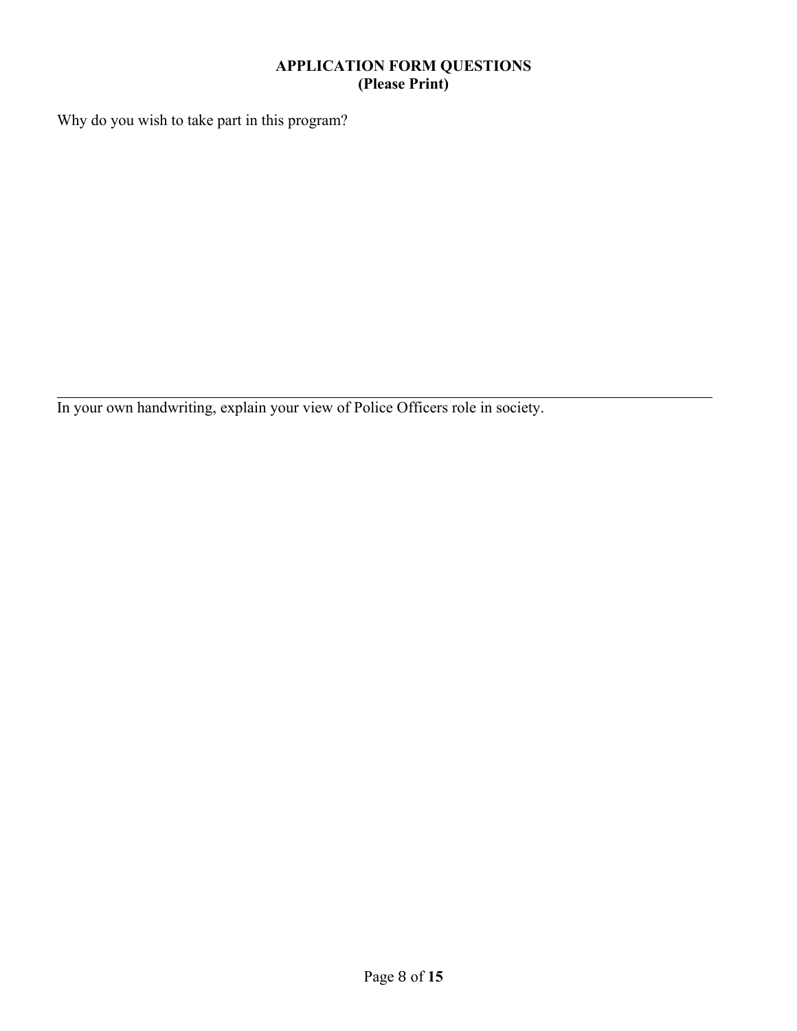**APPLICATION FORM QUESTIONS**
**(Please Print)**

Why do you wish to take part in this program?

---

In your own handwriting, explain your view of Police Officers role in society.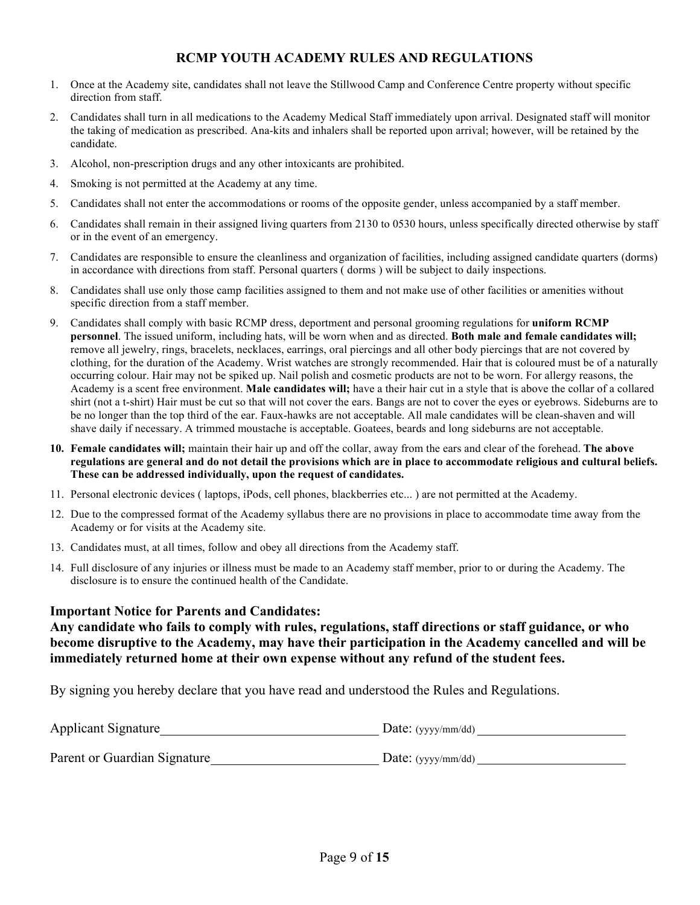## RCMP YOUTH ACADEMY RULES AND REGULATIONS

1. Once at the Academy site, candidates shall not leave the Stillwood Camp and Conference Centre property without specific direction from staff.
2. Candidates shall turn in all medications to the Academy Medical Staff immediately upon arrival. Designated staff will monitor the taking of medication as prescribed. Ana-kits and inhalers shall be reported upon arrival; however, will be retained by the candidate.
3. Alcohol, non-prescription drugs and any other intoxicants are prohibited.
4. Smoking is not permitted at the Academy at any time.
5. Candidates shall not enter the accommodations or rooms of the opposite gender, unless accompanied by a staff member.
6. Candidates shall remain in their assigned living quarters from 2130 to 0530 hours, unless specifically directed otherwise by staff or in the event of an emergency.
7. Candidates are responsible to ensure the cleanliness and organization of facilities, including assigned candidate quarters (dorms) in accordance with directions from staff. Personal quarters ( dorms ) will be subject to daily inspections.
8. Candidates shall use only those camp facilities assigned to them and not make use of other facilities or amenities without specific direction from a staff member.
9. Candidates shall comply with basic RCMP dress, deportment and personal grooming regulations for **uniform RCMP personnel**. The issued uniform, including hats, will be worn when and as directed. **Both male and female candidates will;** remove all jewelry, rings, bracelets, necklaces, earrings, oral piercings and all other body piercings that are not covered by clothing, for the duration of the Academy. Wrist watches are strongly recommended. Hair that is coloured must be of a naturally occurring colour. Hair may not be spiked up. Nail polish and cosmetic products are not to be worn. For allergy reasons, the Academy is a scent free environment. **Male candidates will;** have a their hair cut in a style that is above the collar of a collared shirt (not a t-shirt) Hair must be cut so that will not cover the ears. Bangs are not to cover the eyes or eyebrows. Sideburns are to be no longer than the top third of the ear. Faux-hawks are not acceptable. All male candidates will be clean-shaven and will shave daily if necessary. A trimmed moustache is acceptable. Goatees, beards and long sideburns are not acceptable.
10. **Female candidates will;** maintain their hair up and off the collar, away from the ears and clear of the forehead. **The above regulations are general and do not detail the provisions which are in place to accommodate religious and cultural beliefs. These can be addressed individually, upon the request of candidates.**
11. Personal electronic devices ( laptops, iPods, cell phones, blackberries etc... ) are not permitted at the Academy.
12. Due to the compressed format of the Academy syllabus there are no provisions in place to accommodate time away from the Academy or for visits at the Academy site.
13. Candidates must, at all times, follow and obey all directions from the Academy staff.
14. Full disclosure of any injuries or illness must be made to an Academy staff member, prior to or during the Academy. The disclosure is to ensure the continued health of the Candidate.

**Important Notice for Parents and Candidates:**
**Any candidate who fails to comply with rules, regulations, staff directions or staff guidance, or who become disruptive to the Academy, may have their participation in the Academy cancelled and will be immediately returned home at their own expense without any refund of the student fees.**

By signing you hereby declare that you have read and understood the Rules and Regulations.

Applicant Signature\_\_\_\_\_\_\_\_\_\_\_\_\_\_\_\_\_\_\_\_ Date: (yyyy/mm/dd) \_\_\_\_\_\_\_\_\_\_\_\_\_\_\_\_

Parent or Guardian Signature\_\_\_\_\_\_\_\_\_\_\_\_\_\_\_\_ Date: (yyyy/mm/dd) \_\_\_\_\_\_\_\_\_\_\_\_\_\_\_\_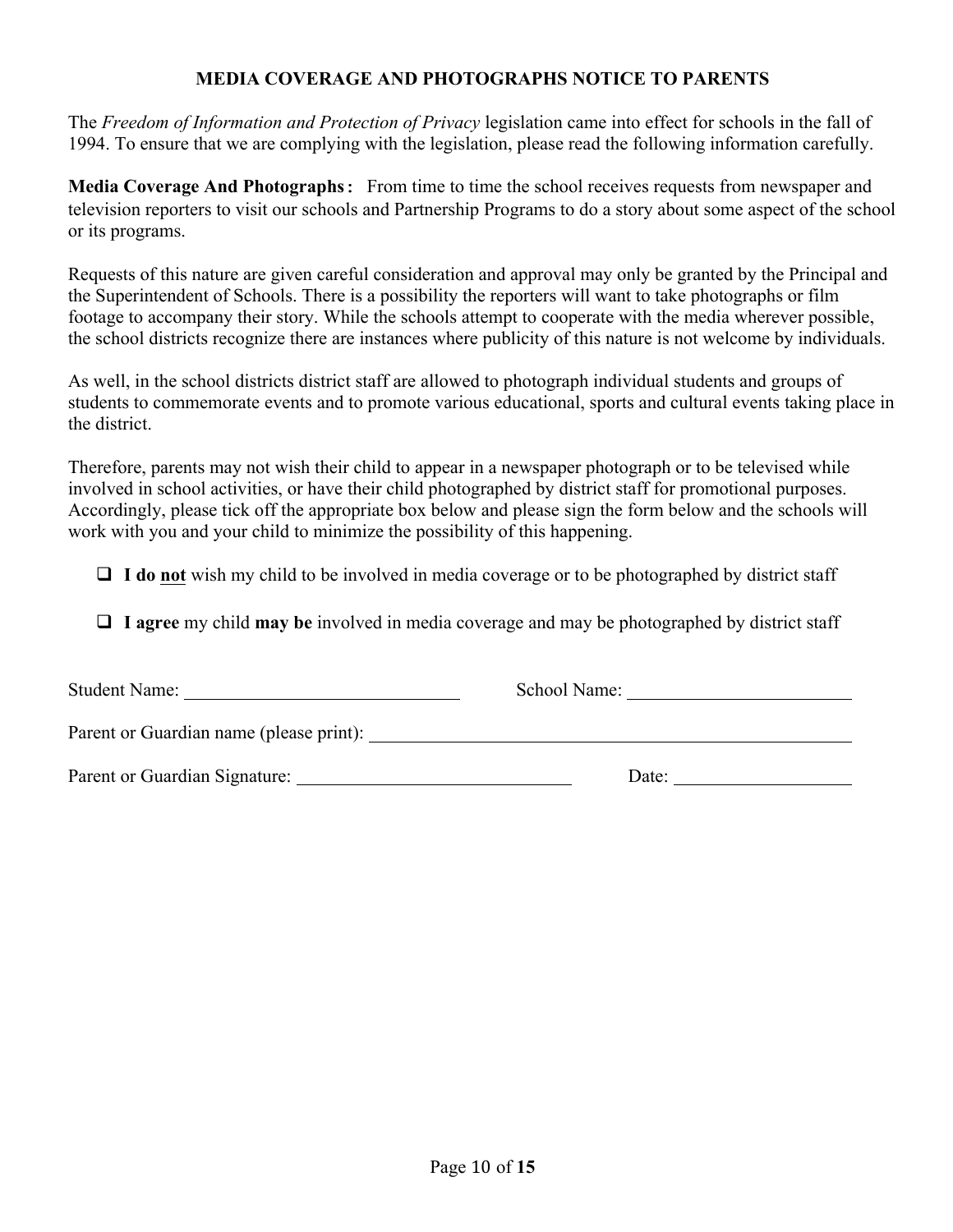## MEDIA COVERAGE AND PHOTOGRAPHS NOTICE TO PARENTS

The *Freedom of Information and Protection of Privacy* legislation came into effect for schools in the fall of 1994. To ensure that we are complying with the legislation, please read the following information carefully.

**Media Coverage And Photographs:** From time to time the school receives requests from newspaper and television reporters to visit our schools and Partnership Programs to do a story about some aspect of the school or its programs.

Requests of this nature are given careful consideration and approval may only be granted by the Principal and the Superintendent of Schools. There is a possibility the reporters will want to take photographs or film footage to accompany their story. While the schools attempt to cooperate with the media wherever possible, the school districts recognize there are instances where publicity of this nature is not welcome by individuals.

As well, in the school districts district staff are allowed to photograph individual students and groups of students to commemorate events and to promote various educational, sports and cultural events taking place in the district.

Therefore, parents may not wish their child to appear in a newspaper photograph or to be televised while involved in school activities, or have their child photographed by district staff for promotional purposes. Accordingly, please tick off the appropriate box below and please sign the form below and the schools will work with you and your child to minimize the possibility of this happening.

- ☐ **I do <u>not</u>** wish my child to be involved in media coverage or to be photographed by district staff
- ☐ **I agree** my child **may be** involved in media coverage and may be photographed by district staff

Student Name: ______________________________ School Name: ________________________

Parent or Guardian name (please print): ______________________________________________________

Parent or Guardian Signature: ______________________________ Date: ____________________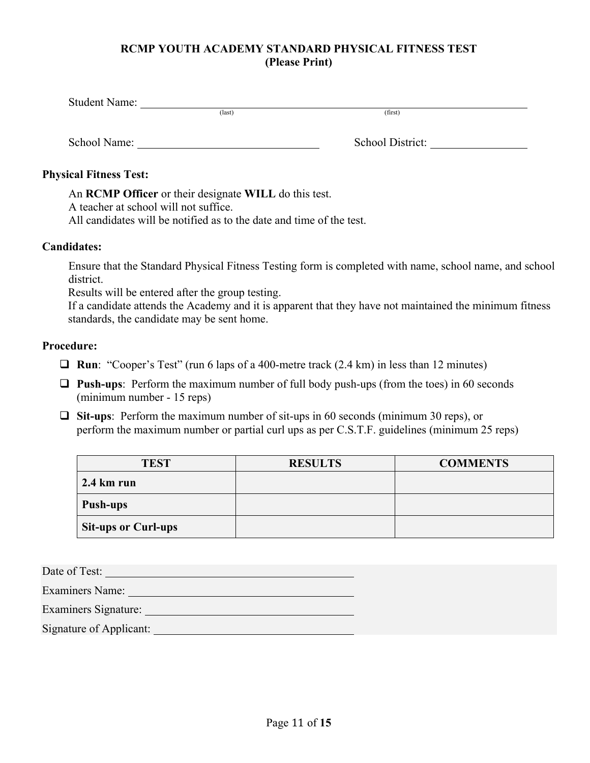# RCMP YOUTH ACADEMY STANDARD PHYSICAL FITNESS TEST
**(Please Print)**

Student Name: ______________________________________________
(last) (first)

School Name: ______________________________ School District: ________________

**Physical Fitness Test:**

An **RCMP Officer** or their designate **WILL** do this test.
A teacher at school will not suffice.
All candidates will be notified as to the date and time of the test.

**Candidates:**

Ensure that the Standard Physical Fitness Testing form is completed with name, school name, and school district.
Results will be entered after the group testing.
If a candidate attends the Academy and it is apparent that they have not maintained the minimum fitness standards, the candidate may be sent home.

**Procedure:**

- ❑ **Run**: "Cooper's Test" (run 6 laps of a 400-metre track (2.4 km) in less than 12 minutes)
- ❑ **Push-ups**: Perform the maximum number of full body push-ups (from the toes) in 60 seconds (minimum number - 15 reps)
- ❑ **Sit-ups**: Perform the maximum number of sit-ups in 60 seconds (minimum 30 reps), or perform the maximum number or partial curl ups as per C.S.T.F. guidelines (minimum 25 reps)

| TEST | RESULTS | COMMENTS |
|---|---|---|
| **2.4 km run** | | |
| **Push-ups** | | |
| **Sit-ups or Curl-ups** | | |

Date of Test: ______________________________

Examiners Name: ______________________________

Examiners Signature: ______________________________

Signature of Applicant: ______________________________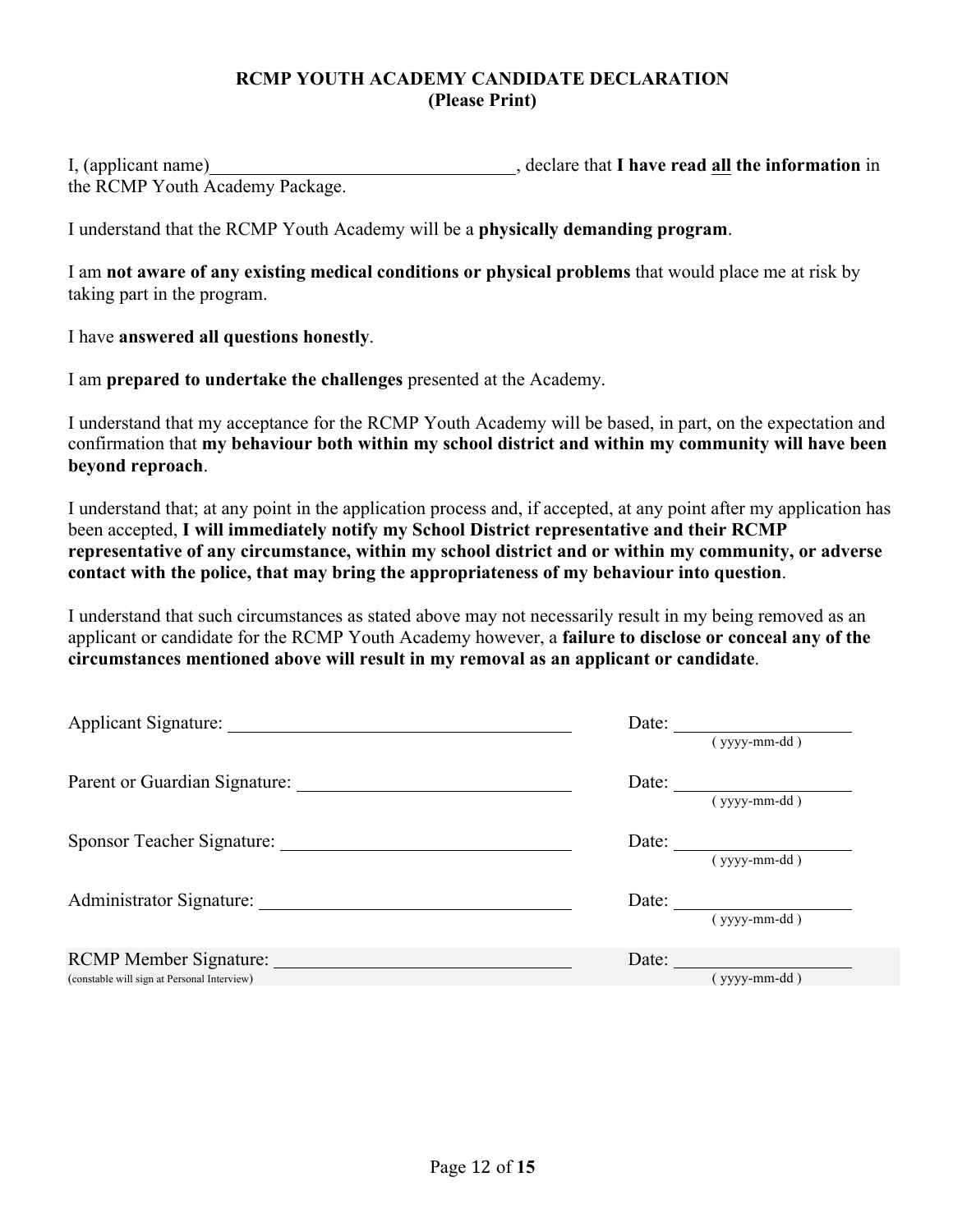# RCMP YOUTH ACADEMY CANDIDATE DECLARATION

**(Please Print)**

I, (applicant name)\_\_\_\_\_\_\_\_\_\_\_\_\_\_\_\_\_\_\_\_\_\_\_\_\_\_\_\_\_\_\_\_\_\_, declare that **I have read <u>all</u> the information** in the RCMP Youth Academy Package.

I understand that the RCMP Youth Academy will be a **physically demanding program**.

I am **not aware of any existing medical conditions or physical problems** that would place me at risk by taking part in the program.

I have **answered all questions honestly**.

I am **prepared to undertake the challenges** presented at the Academy.

I understand that my acceptance for the RCMP Youth Academy will be based, in part, on the expectation and confirmation that **my behaviour both within my school district and within my community will have been beyond reproach**.

I understand that; at any point in the application process and, if accepted, at any point after my application has been accepted, **I will immediately notify my School District representative and their RCMP representative of any circumstance, within my school district and or within my community, or adverse contact with the police, that may bring the appropriateness of my behaviour into question**.

I understand that such circumstances as stated above may not necessarily result in my being removed as an applicant or candidate for the RCMP Youth Academy however, a **failure to disclose or conceal any of the circumstances mentioned above will result in my removal as an applicant or candidate**.

Applicant Signature: \_\_\_\_\_\_\_\_\_\_\_\_\_\_\_\_\_\_\_\_\_\_\_\_\_\_\_\_\_\_\_\_\_\_\_\_ Date: \_\_\_\_\_\_\_\_\_\_\_\_\_\_\_\_ ( yyyy-mm-dd )

Parent or Guardian Signature: \_\_\_\_\_\_\_\_\_\_\_\_\_\_\_\_\_\_\_\_\_\_\_\_\_\_\_\_ Date: \_\_\_\_\_\_\_\_\_\_\_\_\_\_\_\_ ( yyyy-mm-dd )

Sponsor Teacher Signature: \_\_\_\_\_\_\_\_\_\_\_\_\_\_\_\_\_\_\_\_\_\_\_\_\_\_\_\_\_\_ Date: \_\_\_\_\_\_\_\_\_\_\_\_\_\_\_\_ ( yyyy-mm-dd )

Administrator Signature: \_\_\_\_\_\_\_\_\_\_\_\_\_\_\_\_\_\_\_\_\_\_\_\_\_\_\_\_\_\_\_\_ Date: \_\_\_\_\_\_\_\_\_\_\_\_\_\_\_\_ ( yyyy-mm-dd )

RCMP Member Signature: \_\_\_\_\_\_\_\_\_\_\_\_\_\_\_\_\_\_\_\_\_\_\_\_\_\_\_\_\_\_\_ Date: \_\_\_\_\_\_\_\_\_\_\_\_\_\_\_\_ ( yyyy-mm-dd )
(constable will sign at Personal Interview)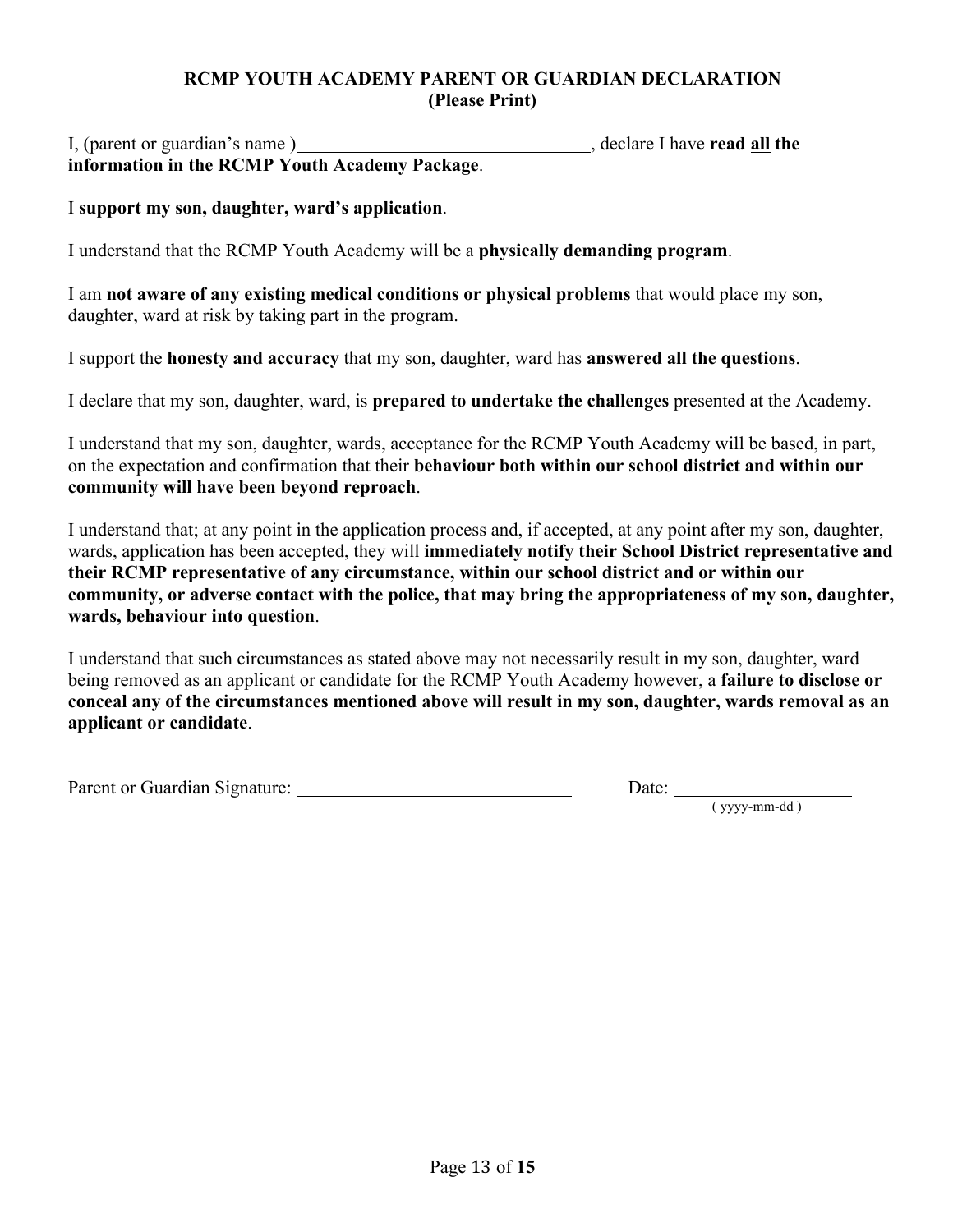**RCMP YOUTH ACADEMY PARENT OR GUARDIAN DECLARATION**
**(Please Print)**

I, (parent or guardian's name )________________________________, declare I have **read all the information in the RCMP Youth Academy Package**.

I **support my son, daughter, ward's application**.

I understand that the RCMP Youth Academy will be a **physically demanding program**.

I am **not aware of any existing medical conditions or physical problems** that would place my son, daughter, ward at risk by taking part in the program.

I support the **honesty and accuracy** that my son, daughter, ward has **answered all the questions**.

I declare that my son, daughter, ward, is **prepared to undertake the challenges** presented at the Academy.

I understand that my son, daughter, wards, acceptance for the RCMP Youth Academy will be based, in part, on the expectation and confirmation that their **behaviour both within our school district and within our community will have been beyond reproach**.

I understand that; at any point in the application process and, if accepted, at any point after my son, daughter, wards, application has been accepted, they will **immediately notify their School District representative and their RCMP representative of any circumstance, within our school district and or within our community, or adverse contact with the police, that may bring the appropriateness of my son, daughter, wards, behaviour into question**.

I understand that such circumstances as stated above may not necessarily result in my son, daughter, ward being removed as an applicant or candidate for the RCMP Youth Academy however, a **failure to disclose or conceal any of the circumstances mentioned above will result in my son, daughter, wards removal as an applicant or candidate**.

Parent or Guardian Signature: ______________________________ Date: ____________________
( yyyy-mm-dd )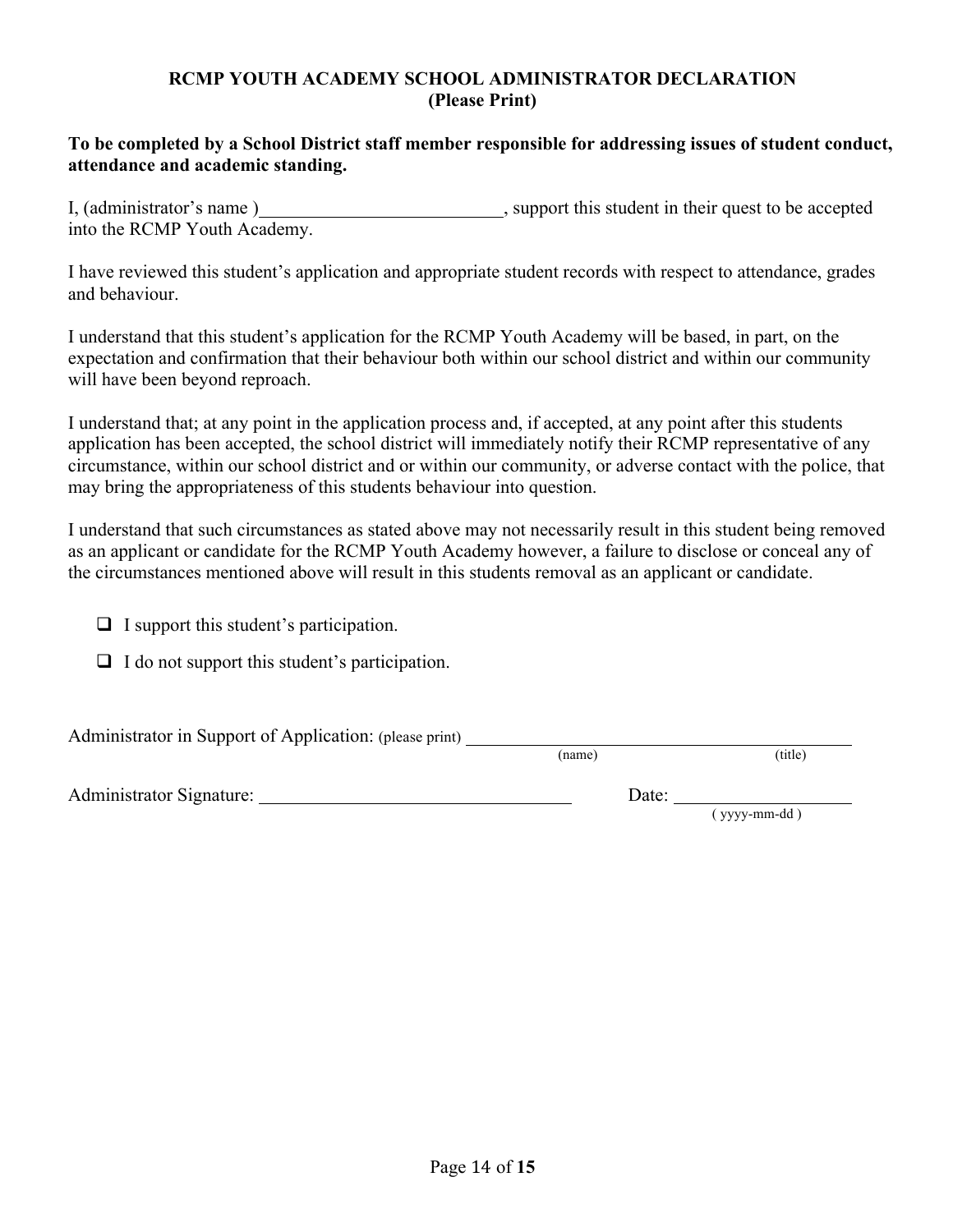**RCMP YOUTH ACADEMY SCHOOL ADMINISTRATOR DECLARATION**
**(Please Print)**

**To be completed by a School District staff member responsible for addressing issues of student conduct, attendance and academic standing.**

I, (administrator's name )__________________________, support this student in their quest to be accepted into the RCMP Youth Academy.

I have reviewed this student's application and appropriate student records with respect to attendance, grades and behaviour.

I understand that this student's application for the RCMP Youth Academy will be based, in part, on the expectation and confirmation that their behaviour both within our school district and within our community will have been beyond reproach.

I understand that; at any point in the application process and, if accepted, at any point after this students application has been accepted, the school district will immediately notify their RCMP representative of any circumstance, within our school district and or within our community, or adverse contact with the police, that may bring the appropriateness of this students behaviour into question.

I understand that such circumstances as stated above may not necessarily result in this student being removed as an applicant or candidate for the RCMP Youth Academy however, a failure to disclose or conceal any of the circumstances mentioned above will result in this students removal as an applicant or candidate.

- ☐ I support this student's participation.
- ☐ I do not support this student's participation.

Administrator in Support of Application: (please print) ____________________________________________
(name) (title)

Administrator Signature: __________________________________ Date: ____________________
( yyyy-mm-dd )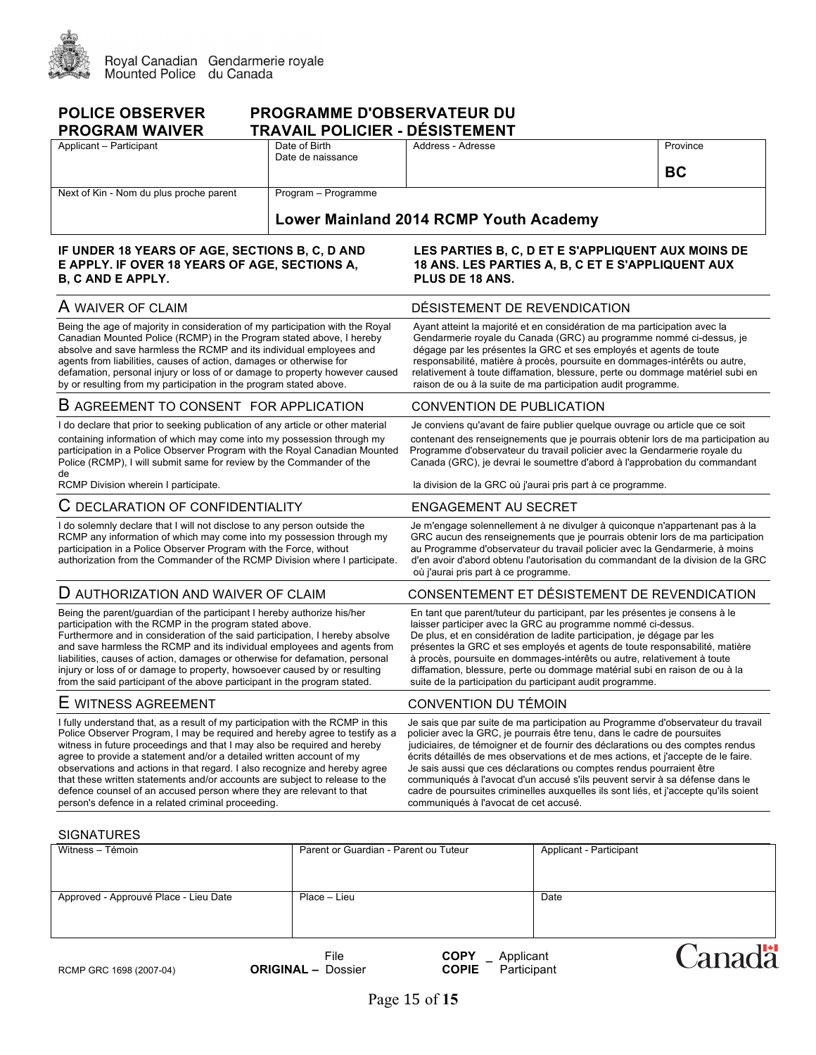Royal Canadian Mounted Police — Gendarmerie royale du Canada

# POLICE OBSERVER PROGRAM WAIVER

# PROGRAMME D'OBSERVATEUR DU TRAVAIL POLICIER - DÉSISTEMENT

| Applicant – Participant | Date of Birth / Date de naissance | Address - Adresse | Province |
|---|---|---|---|
| | | | BC |
| Next of Kin - Nom du plus proche parent | Program – Programme | | |
| | **Lower Mainland 2014 RCMP Youth Academy** | | |

**IF UNDER 18 YEARS OF AGE, SECTIONS B, C, D AND E APPLY. IF OVER 18 YEARS OF AGE, SECTIONS A, B, C AND E APPLY.**

**LES PARTIES B, C, D ET E S'APPLIQUENT AUX MOINS DE 18 ANS. LES PARTIES A, B, C ET E S'APPLIQUENT AUX PLUS DE 18 ANS.**

## A WAIVER OF CLAIM

Being the age of majority in consideration of my participation with the Royal Canadian Mounted Police (RCMP) in the Program stated above, I hereby absolve and save harmless the RCMP and its individual employees and agents from liabilities, causes of action, damages or otherwise for defamation, personal injury or loss of or damage to property however caused by or resulting from my participation in the program stated above.

## DÉSISTEMENT DE REVENDICATION

Ayant atteint la majorité et en considération de ma participation avec la Gendarmerie royale du Canada (GRC) au programme nommé ci-dessus, je dégage par les présentes la GRC et ses employés et agents de toute responsabilité, matière à procès, poursuite en dommages-intérêts ou autre, relativement à toute diffamation, blessure, perte ou dommage matériel subi en raison de ou à la suite de ma participation audit programme.

## B AGREEMENT TO CONSENT FOR APPLICATION

I do declare that prior to seeking publication of any article or other material containing information of which may come into my possession through my participation in a Police Observer Program with the Royal Canadian Mounted Police (RCMP), I will submit same for review by the Commander of the de RCMP Division wherein I participate.

## CONVENTION DE PUBLICATION

Je conviens qu'avant de faire publier quelque ouvrage ou article que ce soit contenant des renseignements que je pourrais obtenir lors de ma participation au Programme d'observateur du travail policier avec la Gendarmerie royale du Canada (GRC), je devrai le soumettre d'abord à l'approbation du commandant la division de la GRC où j'aurai pris part à ce programme.

## C DECLARATION OF CONFIDENTIALITY

I do solemnly declare that I will not disclose to any person outside the RCMP any information of which may come into my possession through my participation in a Police Observer Program with the Force, without authorization from the Commander of the RCMP Division where I participate.

## ENGAGEMENT AU SECRET

Je m'engage solennellement à ne divulger à quiconque n'appartenant pas à la GRC aucun des renseignements que je pourrais obtenir lors de ma participation au Programme d'observateur du travail policier avec la Gendarmerie, à moins d'en avoir d'abord obtenu l'autorisation du commandant de la division de la GRC où j'aurai pris part à ce programme.

## D AUTHORIZATION AND WAIVER OF CLAIM

Being the parent/guardian of the participant I hereby authorize his/her participation with the RCMP in the program stated above. Furthermore and in consideration of the said participation, I hereby absolve and save harmless the RCMP and its individual employees and agents from liabilities, causes of action, damages or otherwise for defamation, personal injury or loss of or damage to property, howsoever caused by or resulting from the said participant of the above participant in the program stated.

## CONSENTEMENT ET DÉSISTEMENT DE REVENDICATION

En tant que parent/tuteur du participant, par les présentes je consens à le laisser participer avec la GRC au programme nommé ci-dessus. De plus, et en considération de ladite participation, je dégage par les présentes la GRC et ses employés et agents de toute responsabilité, matière à procès, poursuite en dommages-intérêts ou autre, relativement à toute diffamation, blessure, perte ou dommage matérial subi en raison de ou à la suite de la participation du participant audit programme.

## E WITNESS AGREEMENT

I fully understand that, as a result of my participation with the RCMP in this Police Observer Program, I may be required and hereby agree to testify as a witness in future proceedings and that I may also be required and hereby agree to provide a statement and/or a detailed written account of my observations and actions in that regard. I also recognize and hereby agree that these written statements and/or accounts are subject to release to the defence counsel of an accused person where they are relevant to that person's defence in a related criminal proceeding.

## CONVENTION DU TÉMOIN

Je sais que par suite de ma participation au Programme d'observateur du travail policier avec la GRC, je pourrais être tenu, dans le cadre de poursuites judiciaires, de témoigner et de fournir des déclarations ou des comptes rendus écrits détaillés de mes observations et de mes actions, et j'accepte de le faire. Je sais aussi que ces déclarations ou comptes rendus pourraient être communiqués à l'avocat d'un accusé s'ils peuvent servir à sa défense dans le cadre de poursuites criminelles auxquelles ils sont liés, et j'accepte qu'ils soient communiqués à l'avocat de cet accusé.

## SIGNATURES

| Witness – Témoin | Parent or Guardian - Parent ou Tuteur | Applicant - Participant |
|---|---|---|
| | | |
| Approved - Approuvé Place - Lieu Date | Place – Lieu | Date |
| | | |

RCMP GRC 1698 (2007-04) — **ORIGINAL –** File / Dossier — **COPY / COPIE** – Applicant / Participant

Canada